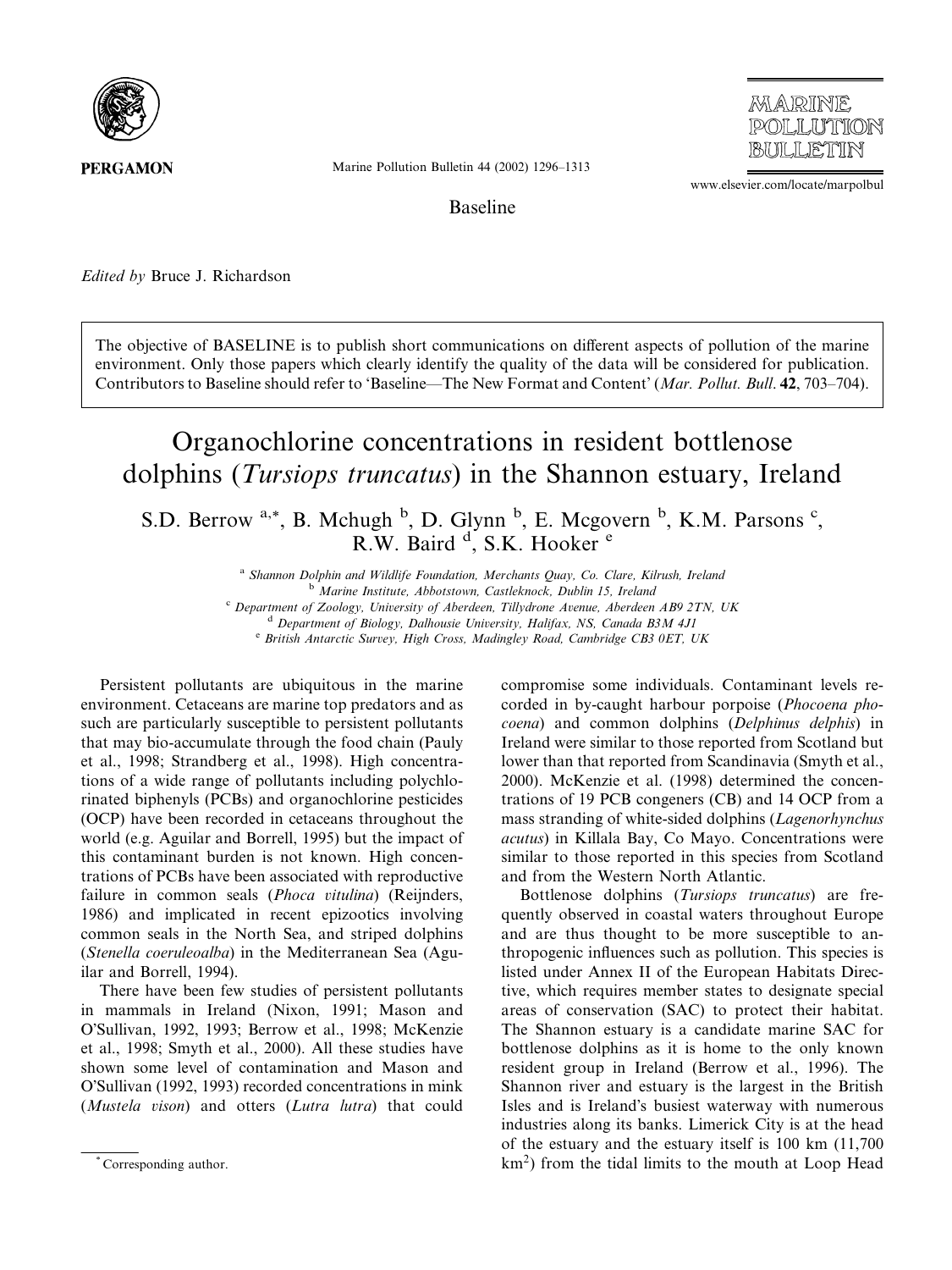Baseline

Edited by Bruce J. Richardson

The objective of BASELINE is to publish short communications on different aspects of pollution of the marine environment. Only those papers which clearly identify the quality of the data will be considered for publication. Contributors to Baseline should refer to 'Baseline—The New Format and Content' (*Mar. Pollut. Bull.* **42**, 703–704).

# Organochlorine concentrations in resident bottlenose dolphins (*Tursiops truncatus*) in the Shannon estuary, Ireland

S.D. Berrow [a,*], B. Mchugh [b], D. Glynn [b], E. Mcgovern [b], K.M. Parsons [c], R.W. Baird [d], S.K. Hooker [e]

[a] Shannon Dolphin and Wildlife Foundation, Merchants Quay, Co. Clare, Kilrush, Ireland
[b] Marine Institute, Abbotstown, Castleknock, Dublin 15, Ireland
[c] Department of Zoology, University of Aberdeen, Tillydrone Avenue, Aberdeen AB9 2TN, UK
[d] Department of Biology, Dalhousie University, Halifax, NS, Canada B3M 4J1
[e] British Antarctic Survey, High Cross, Madingley Road, Cambridge CB3 0ET, UK

Persistent pollutants are ubiquitous in the marine environment. Cetaceans are marine top predators and as such are particularly susceptible to persistent pollutants that may bio-accumulate through the food chain (Pauly et al., 1998; Strandberg et al., 1998). High concentrations of a wide range of pollutants including polychlorinated biphenyls (PCBs) and organochlorine pesticides (OCP) have been recorded in cetaceans throughout the world (e.g. Aguilar and Borrell, 1995) but the impact of this contaminant burden is not known. High concentrations of PCBs have been associated with reproductive failure in common seals (*Phoca vitulina*) (Reijnders, 1986) and implicated in recent epizootics involving common seals in the North Sea, and striped dolphins (*Stenella coeruleoalba*) in the Mediterranean Sea (Aguilar and Borrell, 1994).

There have been few studies of persistent pollutants in mammals in Ireland (Nixon, 1991; Mason and O'Sullivan, 1992, 1993; Berrow et al., 1998; McKenzie et al., 1998; Smyth et al., 2000). All these studies have shown some level of contamination and Mason and O'Sullivan (1992, 1993) recorded concentrations in mink (*Mustela vison*) and otters (*Lutra lutra*) that could compromise some individuals. Contaminant levels recorded in by-caught harbour porpoise (*Phocoena phocoena*) and common dolphins (*Delphinus delphis*) in Ireland were similar to those reported from Scotland but lower than that reported from Scandinavia (Smyth et al., 2000). McKenzie et al. (1998) determined the concentrations of 19 PCB congeners (CB) and 14 OCP from a mass stranding of white-sided dolphins (*Lagenorhynchus acutus*) in Killala Bay, Co Mayo. Concentrations were similar to those reported in this species from Scotland and from the Western North Atlantic.

Bottlenose dolphins (*Tursiops truncatus*) are frequently observed in coastal waters throughout Europe and are thus thought to be more susceptible to anthropogenic influences such as pollution. This species is listed under Annex II of the European Habitats Directive, which requires member states to designate special areas of conservation (SAC) to protect their habitat. The Shannon estuary is a candidate marine SAC for bottlenose dolphins as it is home to the only known resident group in Ireland (Berrow et al., 1996). The Shannon river and estuary is the largest in the British Isles and is Ireland's busiest waterway with numerous industries along its banks. Limerick City is at the head of the estuary and the estuary itself is 100 km (11,700 $km^2$) from the tidal limits to the mouth at Loop Head

\* Corresponding author.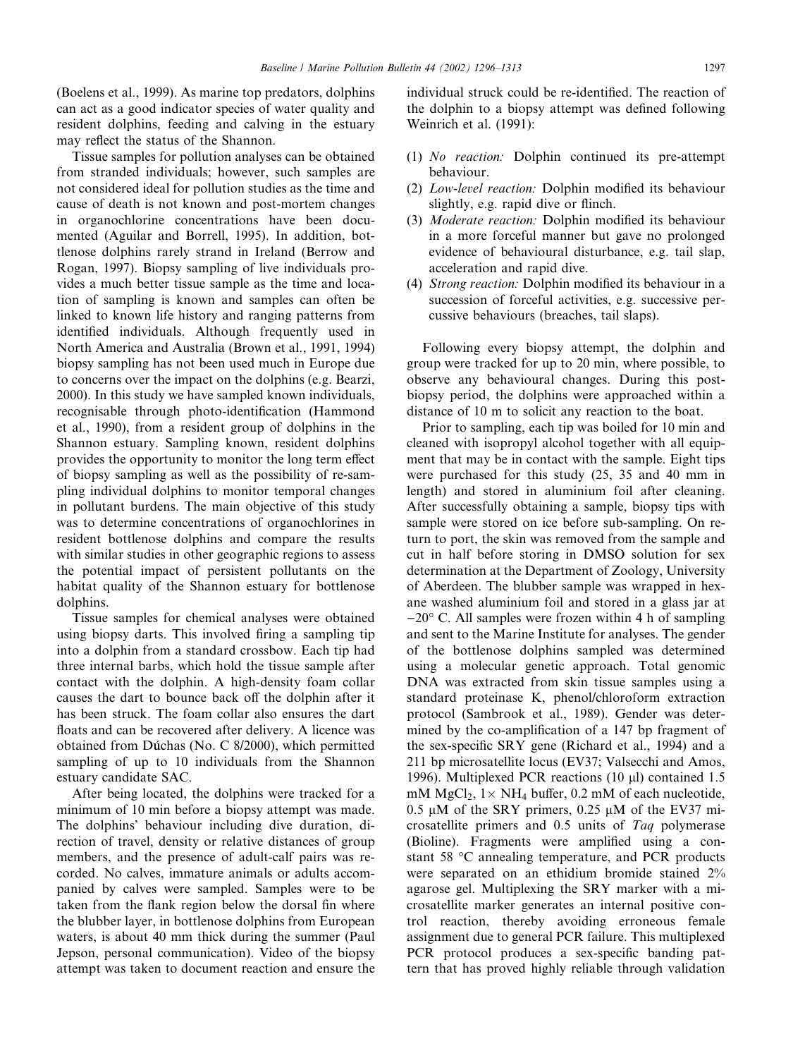(Boelens et al., 1999). As marine top predators, dolphins can act as a good indicator species of water quality and resident dolphins, feeding and calving in the estuary may reflect the status of the Shannon.

Tissue samples for pollution analyses can be obtained from stranded individuals; however, such samples are not considered ideal for pollution studies as the time and cause of death is not known and post-mortem changes in organochlorine concentrations have been documented (Aguilar and Borrell, 1995). In addition, bottlenose dolphins rarely strand in Ireland (Berrow and Rogan, 1997). Biopsy sampling of live individuals provides a much better tissue sample as the time and location of sampling is known and samples can often be linked to known life history and ranging patterns from identified individuals. Although frequently used in North America and Australia (Brown et al., 1991, 1994) biopsy sampling has not been used much in Europe due to concerns over the impact on the dolphins (e.g. Bearzi, 2000). In this study we have sampled known individuals, recognisable through photo-identification (Hammond et al., 1990), from a resident group of dolphins in the Shannon estuary. Sampling known, resident dolphins provides the opportunity to monitor the long term effect of biopsy sampling as well as the possibility of re-sampling individual dolphins to monitor temporal changes in pollutant burdens. The main objective of this study was to determine concentrations of organochlorines in resident bottlenose dolphins and compare the results with similar studies in other geographic regions to assess the potential impact of persistent pollutants on the habitat quality of the Shannon estuary for bottlenose dolphins.

Tissue samples for chemical analyses were obtained using biopsy darts. This involved firing a sampling tip into a dolphin from a standard crossbow. Each tip had three internal barbs, which hold the tissue sample after contact with the dolphin. A high-density foam collar causes the dart to bounce back off the dolphin after it has been struck. The foam collar also ensures the dart floats and can be recovered after delivery. A licence was obtained from Dúchas (No. C 8/2000), which permitted sampling of up to 10 individuals from the Shannon estuary candidate SAC.

After being located, the dolphins were tracked for a minimum of 10 min before a biopsy attempt was made. The dolphins' behaviour including dive duration, direction of travel, density or relative distances of group members, and the presence of adult-calf pairs was recorded. No calves, immature animals or adults accompanied by calves were sampled. Samples were to be taken from the flank region below the dorsal fin where the blubber layer, in bottlenose dolphins from European waters, is about 40 mm thick during the summer (Paul Jepson, personal communication). Video of the biopsy attempt was taken to document reaction and ensure the individual struck could be re-identified. The reaction of the dolphin to a biopsy attempt was defined following Weinrich et al. (1991):

(1) *No reaction:* Dolphin continued its pre-attempt behaviour.
(2) *Low-level reaction:* Dolphin modified its behaviour slightly, e.g. rapid dive or flinch.
(3) *Moderate reaction:* Dolphin modified its behaviour in a more forceful manner but gave no prolonged evidence of behavioural disturbance, e.g. tail slap, acceleration and rapid dive.
(4) *Strong reaction:* Dolphin modified its behaviour in a succession of forceful activities, e.g. successive percussive behaviours (breaches, tail slaps).

Following every biopsy attempt, the dolphin and group were tracked for up to 20 min, where possible, to observe any behavioural changes. During this post-biopsy period, the dolphins were approached within a distance of 10 m to solicit any reaction to the boat.

Prior to sampling, each tip was boiled for 10 min and cleaned with isopropyl alcohol together with all equipment that may be in contact with the sample. Eight tips were purchased for this study (25, 35 and 40 mm in length) and stored in aluminium foil after cleaning. After successfully obtaining a sample, biopsy tips with sample were stored on ice before sub-sampling. On return to port, the skin was removed from the sample and cut in half before storing in DMSO solution for sex determination at the Department of Zoology, University of Aberdeen. The blubber sample was wrapped in hexane washed aluminium foil and stored in a glass jar at $-20°$ C. All samples were frozen within 4 h of sampling and sent to the Marine Institute for analyses. The gender of the bottlenose dolphins sampled was determined using a molecular genetic approach. Total genomic DNA was extracted from skin tissue samples using a standard proteinase K, phenol/chloroform extraction protocol (Sambrook et al., 1989). Gender was determined by the co-amplification of a 147 bp fragment of the sex-specific SRY gene (Richard et al., 1994) and a 211 bp microsatellite locus (EV37; Valsecchi and Amos, 1996). Multiplexed PCR reactions (10 μl) contained 1.5 mM $MgCl_2$, $1\times$ $NH_4$ buffer, 0.2 mM of each nucleotide, 0.5 μM of the SRY primers, 0.25 μM of the EV37 microsatellite primers and 0.5 units of *Taq* polymerase (Bioline). Fragments were amplified using a constant 58 °C annealing temperature, and PCR products were separated on an ethidium bromide stained 2% agarose gel. Multiplexing the SRY marker with a microsatellite marker generates an internal positive control reaction, thereby avoiding erroneous female assignment due to general PCR failure. This multiplexed PCR protocol produces a sex-specific banding pattern that has proved highly reliable through validation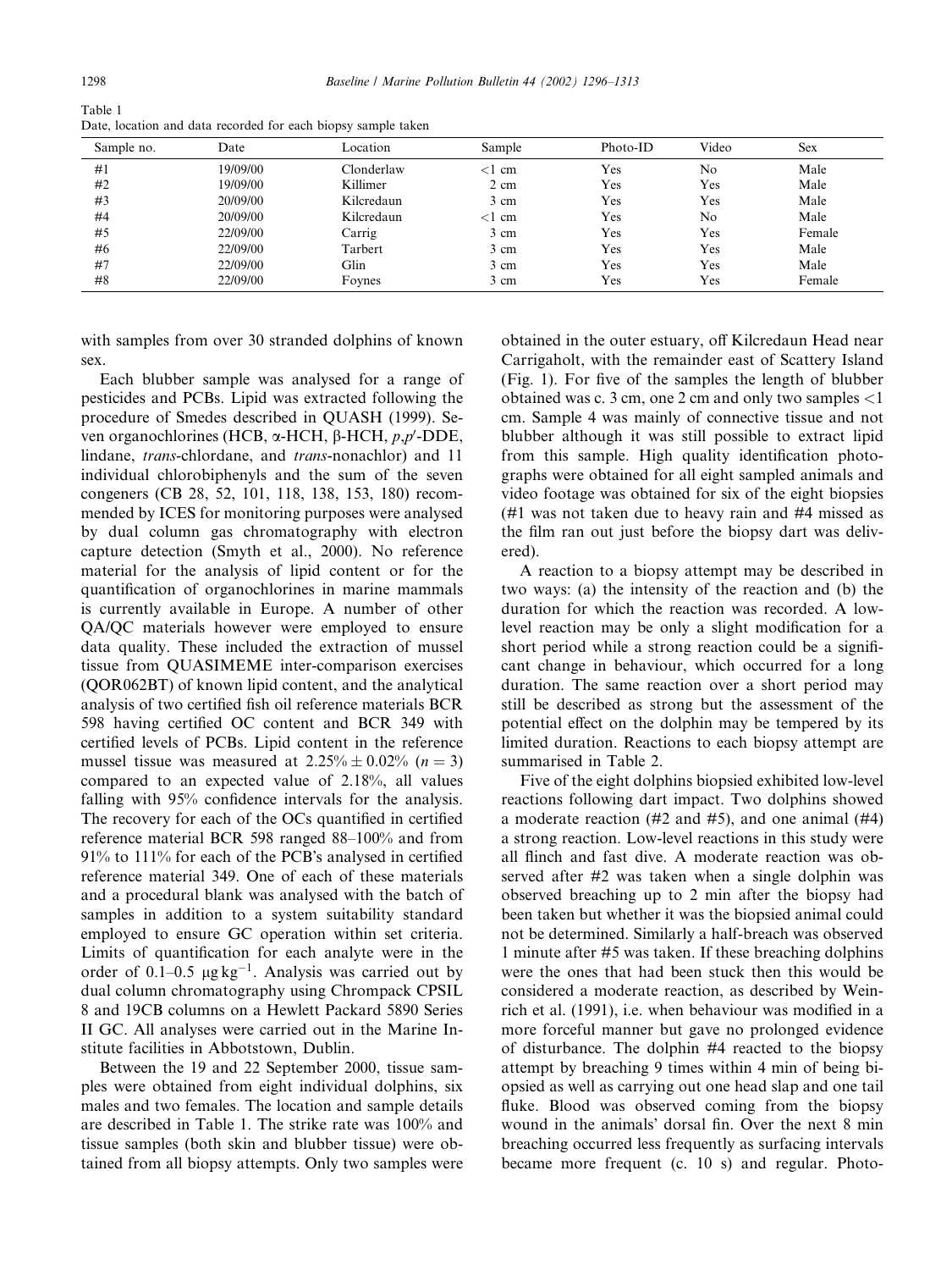Table 1
Date, location and data recorded for each biopsy sample taken

| Sample no. | Date | Location | Sample | Photo-ID | Video | Sex |
|---|---|---|---|---|---|---|
| #1 | 19/09/00 | Clonderlaw | <1 cm | Yes | No | Male |
| #2 | 19/09/00 | Killimer | 2 cm | Yes | Yes | Male |
| #3 | 20/09/00 | Kilcredaun | 3 cm | Yes | Yes | Male |
| #4 | 20/09/00 | Kilcredaun | <1 cm | Yes | No | Male |
| #5 | 22/09/00 | Carrig | 3 cm | Yes | Yes | Female |
| #6 | 22/09/00 | Tarbert | 3 cm | Yes | Yes | Male |
| #7 | 22/09/00 | Glin | 3 cm | Yes | Yes | Male |
| #8 | 22/09/00 | Foynes | 3 cm | Yes | Yes | Female |

with samples from over 30 stranded dolphins of known sex.

Each blubber sample was analysed for a range of pesticides and PCBs. Lipid was extracted following the procedure of Smedes described in QUASH (1999). Seven organochlorines (HCB, α-HCH, β-HCH, *p*,*p*′-DDE, lindane, *trans*-chlordane, and *trans*-nonachlor) and 11 individual chlorobiphenyls and the sum of the seven congeners (CB 28, 52, 101, 118, 138, 153, 180) recommended by ICES for monitoring purposes were analysed by dual column gas chromatography with electron capture detection (Smyth et al., 2000). No reference material for the analysis of lipid content or for the quantification of organochlorines in marine mammals is currently available in Europe. A number of other QA/QC materials however were employed to ensure data quality. These included the extraction of mussel tissue from QUASIMEME inter-comparison exercises (QOR062BT) of known lipid content, and the analytical analysis of two certified fish oil reference materials BCR 598 having certified OC content and BCR 349 with certified levels of PCBs. Lipid content in the reference mussel tissue was measured at $2.25\% \pm 0.02\%$ ($n = 3$) compared to an expected value of 2.18%, all values falling with 95% confidence intervals for the analysis. The recovery for each of the OCs quantified in certified reference material BCR 598 ranged 88–100% and from 91% to 111% for each of the PCB's analysed in certified reference material 349. One of each of these materials and a procedural blank was analysed with the batch of samples in addition to a system suitability standard employed to ensure GC operation within set criteria. Limits of quantification for each analyte were in the order of 0.1–0.5 μg kg$^{-1}$. Analysis was carried out by dual column chromatography using Chrompack CPSIL 8 and 19CB columns on a Hewlett Packard 5890 Series II GC. All analyses were carried out in the Marine Institute facilities in Abbotstown, Dublin.

Between the 19 and 22 September 2000, tissue samples were obtained from eight individual dolphins, six males and two females. The location and sample details are described in Table 1. The strike rate was 100% and tissue samples (both skin and blubber tissue) were obtained from all biopsy attempts. Only two samples were obtained in the outer estuary, off Kilcredaun Head near Carrigaholt, with the remainder east of Scattery Island (Fig. 1). For five of the samples the length of blubber obtained was c. 3 cm, one 2 cm and only two samples <1 cm. Sample 4 was mainly of connective tissue and not blubber although it was still possible to extract lipid from this sample. High quality identification photographs were obtained for all eight sampled animals and video footage was obtained for six of the eight biopsies (#1 was not taken due to heavy rain and #4 missed as the film ran out just before the biopsy dart was delivered).

A reaction to a biopsy attempt may be described in two ways: (a) the intensity of the reaction and (b) the duration for which the reaction was recorded. A low-level reaction may be only a slight modification for a short period while a strong reaction could be a significant change in behaviour, which occurred for a long duration. The same reaction over a short period may still be described as strong but the assessment of the potential effect on the dolphin may be tempered by its limited duration. Reactions to each biopsy attempt are summarised in Table 2.

Five of the eight dolphins biopsied exhibited low-level reactions following dart impact. Two dolphins showed a moderate reaction (#2 and #5), and one animal (#4) a strong reaction. Low-level reactions in this study were all flinch and fast dive. A moderate reaction was observed after #2 was taken when a single dolphin was observed breaching up to 2 min after the biopsy had been taken but whether it was the biopsied animal could not be determined. Similarly a half-breach was observed 1 minute after #5 was taken. If these breaching dolphins were the ones that had been stuck then this would be considered a moderate reaction, as described by Weinrich et al. (1991), i.e. when behaviour was modified in a more forceful manner but gave no prolonged evidence of disturbance. The dolphin #4 reacted to the biopsy attempt by breaching 9 times within 4 min of being biopsied as well as carrying out one head slap and one tail fluke. Blood was observed coming from the biopsy wound in the animals' dorsal fin. Over the next 8 min breaching occurred less frequently as surfacing intervals became more frequent (c. 10 s) and regular. Photo-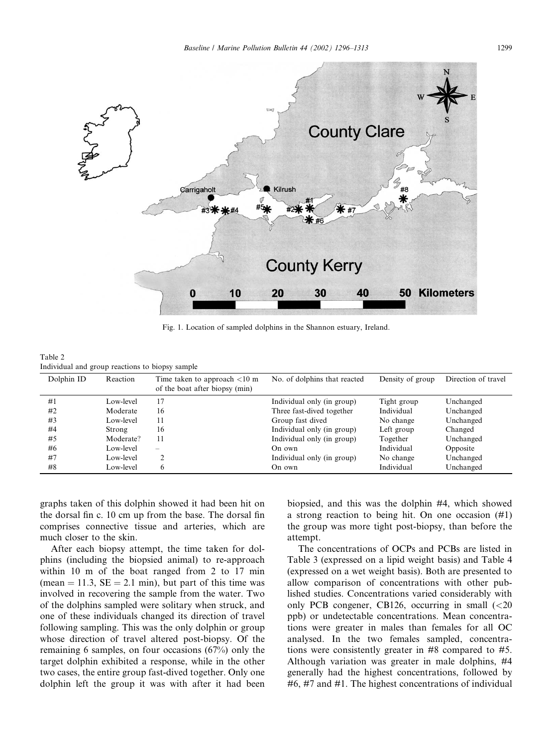County Clare

Carrigaholt

Kilrush

#1 #2 #3 #4 #5 #6 #7 #8

County Kerry

0 10 20 30 40 50 Kilometers

N W E S

Fig. 1. Location of sampled dolphins in the Shannon estuary, Ireland.

Table 2
Individual and group reactions to biopsy sample

| Dolphin ID | Reaction | Time taken to approach <10 m of the boat after biopsy (min) | No. of dolphins that reacted | Density of group | Direction of travel |
|---|---|---|---|---|---|
| #1 | Low-level | 17 | Individual only (in group) | Tight group | Unchanged |
| #2 | Moderate | 16 | Three fast-dived together | Individual | Unchanged |
| #3 | Low-level | 11 | Group fast dived | No change | Unchanged |
| #4 | Strong | 16 | Individual only (in group) | Left group | Changed |
| #5 | Moderate? | 11 | Individual only (in group) | Together | Unchanged |
| #6 | Low-level | – | On own | Individual | Opposite |
| #7 | Low-level | 2 | Individual only (in group) | No change | Unchanged |
| #8 | Low-level | 6 | On own | Individual | Unchanged |

graphs taken of this dolphin showed it had been hit on the dorsal fin c. 10 cm up from the base. The dorsal fin comprises connective tissue and arteries, which are much closer to the skin.

After each biopsy attempt, the time taken for dolphins (including the biopsied animal) to re-approach within 10 m of the boat ranged from 2 to 17 min (mean = 11.3, SE = 2.1 min), but part of this time was involved in recovering the sample from the water. Two of the dolphins sampled were solitary when struck, and one of these individuals changed its direction of travel following sampling. This was the only dolphin or group whose direction of travel altered post-biopsy. Of the remaining 6 samples, on four occasions (67%) only the target dolphin exhibited a response, while in the other two cases, the entire group fast-dived together. Only one dolphin left the group it was with after it had been biopsied, and this was the dolphin #4, which showed a strong reaction to being hit. On one occasion (#1) the group was more tight post-biopsy, than before the attempt.

The concentrations of OCPs and PCBs are listed in Table 3 (expressed on a lipid weight basis) and Table 4 (expressed on a wet weight basis). Both are presented to allow comparison of concentrations with other published studies. Concentrations varied considerably with only PCB congener, CB126, occurring in small (<20 ppb) or undetectable concentrations. Mean concentrations were greater in males than females for all OC analysed. In the two females sampled, concentrations were consistently greater in #8 compared to #5. Although variation was greater in male dolphins, #4 generally had the highest concentrations, followed by #6, #7 and #1. The highest concentrations of individual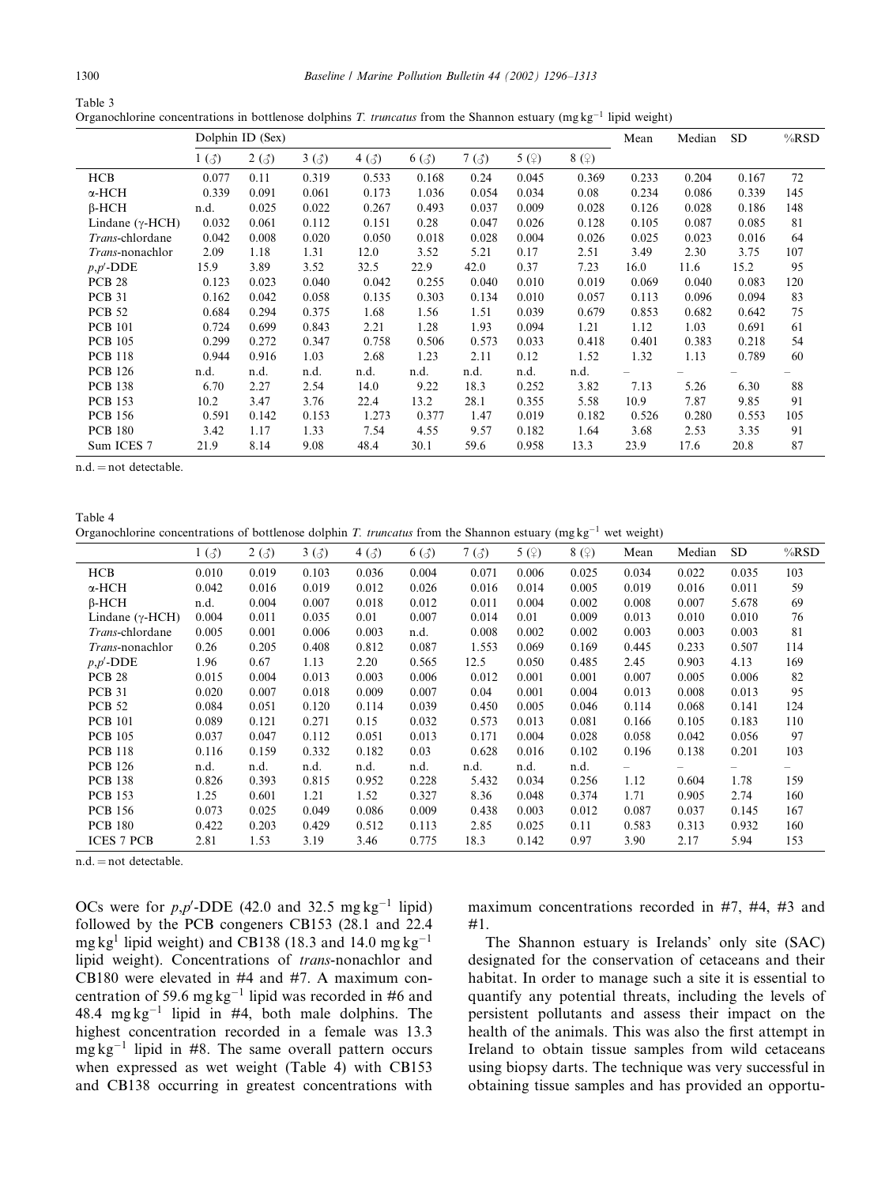Table 3
Organochlorine concentrations in bottlenose dolphins *T. truncatus* from the Shannon estuary (mg kg$^{-1}$ lipid weight)

| | Dolphin ID (Sex) | | | | | | | | Mean | Median | SD | %RSD |
|---|---|---|---|---|---|---|---|---|---|---|---|---|
| | 1 (♂) | 2 (♂) | 3 (♂) | 4 (♂) | 6 (♂) | 7 (♂) | 5 (♀) | 8 (♀) | | | | |
| HCB | 0.077 | 0.11 | 0.319 | 0.533 | 0.168 | 0.24 | 0.045 | 0.369 | 0.233 | 0.204 | 0.167 | 72 |
| α-HCH | 0.339 | 0.091 | 0.061 | 0.173 | 1.036 | 0.054 | 0.034 | 0.08 | 0.234 | 0.086 | 0.339 | 145 |
| β-HCH | n.d. | 0.025 | 0.022 | 0.267 | 0.493 | 0.037 | 0.009 | 0.028 | 0.126 | 0.028 | 0.186 | 148 |
| Lindane (γ-HCH) | 0.032 | 0.061 | 0.112 | 0.151 | 0.28 | 0.047 | 0.026 | 0.128 | 0.105 | 0.087 | 0.085 | 81 |
| *Trans*-chlordane | 0.042 | 0.008 | 0.020 | 0.050 | 0.018 | 0.028 | 0.004 | 0.026 | 0.025 | 0.023 | 0.016 | 64 |
| *Trans*-nonachlor | 2.09 | 1.18 | 1.31 | 12.0 | 3.52 | 5.21 | 0.17 | 2.51 | 3.49 | 2.30 | 3.75 | 107 |
| *p,p'*-DDE | 15.9 | 3.89 | 3.52 | 32.5 | 22.9 | 42.0 | 0.37 | 7.23 | 16.0 | 11.6 | 15.2 | 95 |
| PCB 28 | 0.123 | 0.023 | 0.040 | 0.042 | 0.255 | 0.040 | 0.010 | 0.019 | 0.069 | 0.040 | 0.083 | 120 |
| PCB 31 | 0.162 | 0.042 | 0.058 | 0.135 | 0.303 | 0.134 | 0.010 | 0.057 | 0.113 | 0.096 | 0.094 | 83 |
| PCB 52 | 0.684 | 0.294 | 0.375 | 1.68 | 1.56 | 1.51 | 0.039 | 0.679 | 0.853 | 0.682 | 0.642 | 75 |
| PCB 101 | 0.724 | 0.699 | 0.843 | 2.21 | 1.28 | 1.93 | 0.094 | 1.21 | 1.12 | 1.03 | 0.691 | 61 |
| PCB 105 | 0.299 | 0.272 | 0.347 | 0.758 | 0.506 | 0.573 | 0.033 | 0.418 | 0.401 | 0.383 | 0.218 | 54 |
| PCB 118 | 0.944 | 0.916 | 1.03 | 2.68 | 1.23 | 2.11 | 0.12 | 1.52 | 1.32 | 1.13 | 0.789 | 60 |
| PCB 126 | n.d. | n.d. | n.d. | n.d. | n.d. | n.d. | n.d. | n.d. | – | – | – | – |
| PCB 138 | 6.70 | 2.27 | 2.54 | 14.0 | 9.22 | 18.3 | 0.252 | 3.82 | 7.13 | 5.26 | 6.30 | 88 |
| PCB 153 | 10.2 | 3.47 | 3.76 | 22.4 | 13.2 | 28.1 | 0.355 | 5.58 | 10.9 | 7.87 | 9.85 | 91 |
| PCB 156 | 0.591 | 0.142 | 0.153 | 1.273 | 0.377 | 1.47 | 0.019 | 0.182 | 0.526 | 0.280 | 0.553 | 105 |
| PCB 180 | 3.42 | 1.17 | 1.33 | 7.54 | 4.55 | 9.57 | 0.182 | 1.64 | 3.68 | 2.53 | 3.35 | 91 |
| Sum ICES 7 | 21.9 | 8.14 | 9.08 | 48.4 | 30.1 | 59.6 | 0.958 | 13.3 | 23.9 | 17.6 | 20.8 | 87 |

n.d. = not detectable.

Table 4
Organochlorine concentrations of bottlenose dolphin *T. truncatus* from the Shannon estuary (mg kg$^{-1}$ wet weight)

| | 1 (♂) | 2 (♂) | 3 (♂) | 4 (♂) | 6 (♂) | 7 (♂) | 5 (♀) | 8 (♀) | Mean | Median | SD | %RSD |
|---|---|---|---|---|---|---|---|---|---|---|---|---|
| HCB | 0.010 | 0.019 | 0.103 | 0.036 | 0.004 | 0.071 | 0.006 | 0.025 | 0.034 | 0.022 | 0.035 | 103 |
| α-HCH | 0.042 | 0.016 | 0.019 | 0.012 | 0.026 | 0.016 | 0.014 | 0.005 | 0.019 | 0.016 | 0.011 | 59 |
| β-HCH | n.d. | 0.004 | 0.007 | 0.018 | 0.012 | 0.011 | 0.004 | 0.002 | 0.008 | 0.007 | 5.678 | 69 |
| Lindane (γ-HCH) | 0.004 | 0.011 | 0.035 | 0.01 | 0.007 | 0.014 | 0.01 | 0.009 | 0.013 | 0.010 | 0.010 | 76 |
| *Trans*-chlordane | 0.005 | 0.001 | 0.006 | 0.003 | n.d. | 0.008 | 0.002 | 0.002 | 0.003 | 0.003 | 0.003 | 81 |
| *Trans*-nonachlor | 0.26 | 0.205 | 0.408 | 0.812 | 0.087 | 1.553 | 0.069 | 0.169 | 0.445 | 0.233 | 0.507 | 114 |
| *p,p'*-DDE | 1.96 | 0.67 | 1.13 | 2.20 | 0.565 | 12.5 | 0.050 | 0.485 | 2.45 | 0.903 | 4.13 | 169 |
| PCB 28 | 0.015 | 0.004 | 0.013 | 0.003 | 0.006 | 0.012 | 0.001 | 0.001 | 0.007 | 0.005 | 0.006 | 82 |
| PCB 31 | 0.020 | 0.007 | 0.018 | 0.009 | 0.007 | 0.04 | 0.001 | 0.004 | 0.013 | 0.008 | 0.013 | 95 |
| PCB 52 | 0.084 | 0.051 | 0.120 | 0.114 | 0.039 | 0.450 | 0.005 | 0.046 | 0.114 | 0.068 | 0.141 | 124 |
| PCB 101 | 0.089 | 0.121 | 0.271 | 0.15 | 0.032 | 0.573 | 0.013 | 0.081 | 0.166 | 0.105 | 0.183 | 110 |
| PCB 105 | 0.037 | 0.047 | 0.112 | 0.051 | 0.013 | 0.171 | 0.004 | 0.028 | 0.058 | 0.042 | 0.056 | 97 |
| PCB 118 | 0.116 | 0.159 | 0.332 | 0.182 | 0.03 | 0.628 | 0.016 | 0.102 | 0.196 | 0.138 | 0.201 | 103 |
| PCB 126 | n.d. | n.d. | n.d. | n.d. | n.d. | n.d. | n.d. | n.d. | – | – | – | – |
| PCB 138 | 0.826 | 0.393 | 0.815 | 0.952 | 0.228 | 5.432 | 0.034 | 0.256 | 1.12 | 0.604 | 1.78 | 159 |
| PCB 153 | 1.25 | 0.601 | 1.21 | 1.52 | 0.327 | 8.36 | 0.048 | 0.374 | 1.71 | 0.905 | 2.74 | 160 |
| PCB 156 | 0.073 | 0.025 | 0.049 | 0.086 | 0.009 | 0.438 | 0.003 | 0.012 | 0.087 | 0.037 | 0.145 | 167 |
| PCB 180 | 0.422 | 0.203 | 0.429 | 0.512 | 0.113 | 2.85 | 0.025 | 0.11 | 0.583 | 0.313 | 0.932 | 160 |
| ICES 7 PCB | 2.81 | 1.53 | 3.19 | 3.46 | 0.775 | 18.3 | 0.142 | 0.97 | 3.90 | 2.17 | 5.94 | 153 |

n.d. = not detectable.

OCs were for *p,p'*-DDE (42.0 and 32.5 mg kg$^{-1}$ lipid) followed by the PCB congeners CB153 (28.1 and 22.4 mg kg$^{1}$ lipid weight) and CB138 (18.3 and 14.0 mg kg$^{-1}$ lipid weight). Concentrations of *trans*-nonachlor and CB180 were elevated in #4 and #7. A maximum concentration of 59.6 mg kg$^{-1}$ lipid was recorded in #6 and 48.4 mg kg$^{-1}$ lipid in #4, both male dolphins. The highest concentration recorded in a female was 13.3 mg kg$^{-1}$ lipid in #8. The same overall pattern occurs when expressed as wet weight (Table 4) with CB153 and CB138 occurring in greatest concentrations with maximum concentrations recorded in #7, #4, #3 and #1.

The Shannon estuary is Irelands' only site (SAC) designated for the conservation of cetaceans and their habitat. In order to manage such a site it is essential to quantify any potential threats, including the levels of persistent pollutants and assess their impact on the health of the animals. This was also the first attempt in Ireland to obtain tissue samples from wild cetaceans using biopsy darts. The technique was very successful in obtaining tissue samples and has provided an opportu-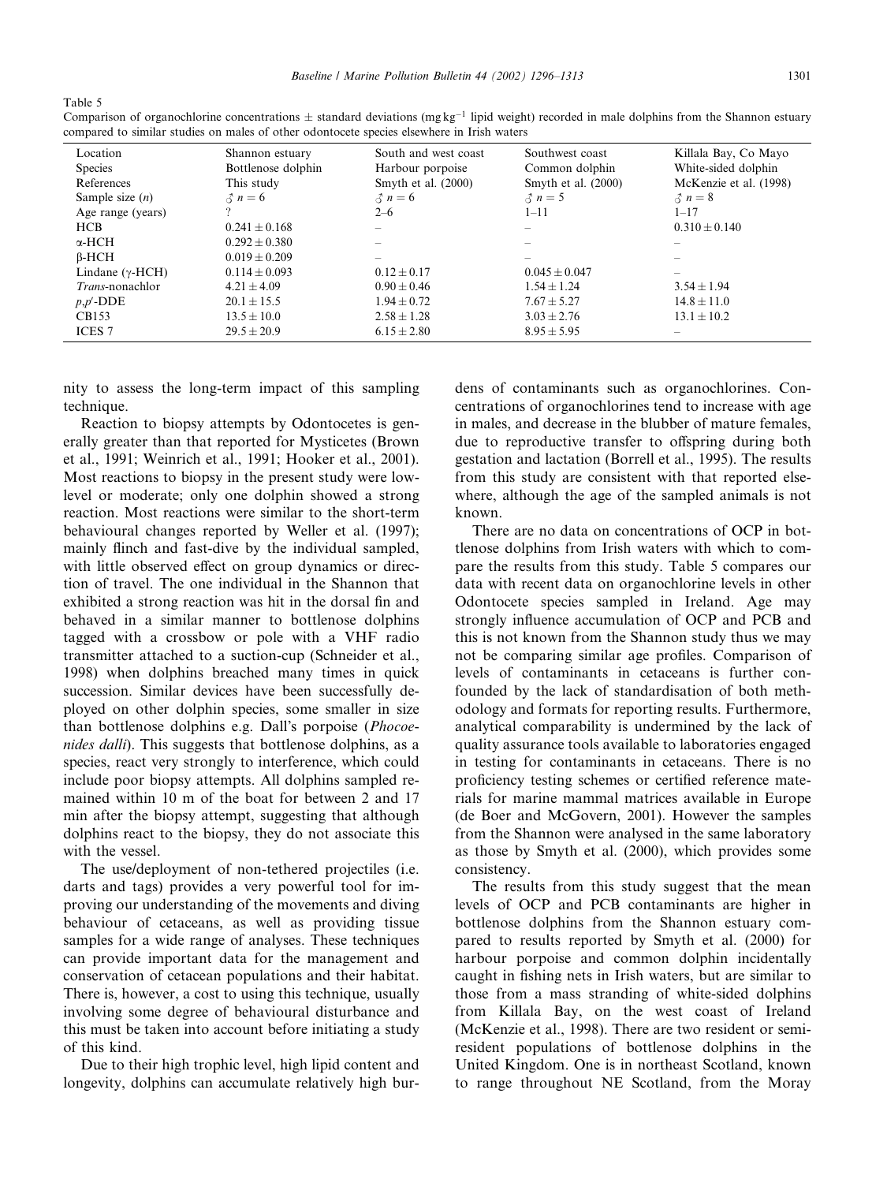Table 5
Comparison of organochlorine concentrations ± standard deviations (mg kg$^{-1}$ lipid weight) recorded in male dolphins from the Shannon estuary compared to similar studies on males of other odontocete species elsewhere in Irish waters

| Location | Shannon estuary | South and west coast | Southwest coast | Killala Bay, Co Mayo |
|---|---|---|---|---|
| Species | Bottlenose dolphin | Harbour porpoise | Common dolphin | White-sided dolphin |
| References | This study | Smyth et al. (2000) | Smyth et al. (2000) | McKenzie et al. (1998) |
| Sample size ($n$) | ♂ $n = 6$ | ♂ $n = 6$ | ♂ $n = 5$ | ♂ $n = 8$ |
| Age range (years) | ? | 2–6 | 1–11 | 1–17 |
| HCB | $0.241 \pm 0.168$ | – | – | $0.310 \pm 0.140$ |
| α-HCH | $0.292 \pm 0.380$ | – | – | – |
| β-HCH | $0.019 \pm 0.209$ | – | – | – |
| Lindane (γ-HCH) | $0.114 \pm 0.093$ | $0.12 \pm 0.17$ | $0.045 \pm 0.047$ | – |
| *Trans*-nonachlor | $4.21 \pm 4.09$ | $0.90 \pm 0.46$ | $1.54 \pm 1.24$ | $3.54 \pm 1.94$ |
| *p,p'*-DDE | $20.1 \pm 15.5$ | $1.94 \pm 0.72$ | $7.67 \pm 5.27$ | $14.8 \pm 11.0$ |
| CB153 | $13.5 \pm 10.0$ | $2.58 \pm 1.28$ | $3.03 \pm 2.76$ | $13.1 \pm 10.2$ |
| ICES 7 | $29.5 \pm 20.9$ | $6.15 \pm 2.80$ | $8.95 \pm 5.95$ | – |

nity to assess the long-term impact of this sampling technique.

Reaction to biopsy attempts by Odontocetes is generally greater than that reported for Mysticetes (Brown et al., 1991; Weinrich et al., 1991; Hooker et al., 2001). Most reactions to biopsy in the present study were low-level or moderate; only one dolphin showed a strong reaction. Most reactions were similar to the short-term behavioural changes reported by Weller et al. (1997); mainly flinch and fast-dive by the individual sampled, with little observed effect on group dynamics or direction of travel. The one individual in the Shannon that exhibited a strong reaction was hit in the dorsal fin and behaved in a similar manner to bottlenose dolphins tagged with a crossbow or pole with a VHF radio transmitter attached to a suction-cup (Schneider et al., 1998) when dolphins breached many times in quick succession. Similar devices have been successfully deployed on other dolphin species, some smaller in size than bottlenose dolphins e.g. Dall's porpoise (*Phocoenides dalli*). This suggests that bottlenose dolphins, as a species, react very strongly to interference, which could include poor biopsy attempts. All dolphins sampled remained within 10 m of the boat for between 2 and 17 min after the biopsy attempt, suggesting that although dolphins react to the biopsy, they do not associate this with the vessel.

The use/deployment of non-tethered projectiles (i.e. darts and tags) provides a very powerful tool for improving our understanding of the movements and diving behaviour of cetaceans, as well as providing tissue samples for a wide range of analyses. These techniques can provide important data for the management and conservation of cetacean populations and their habitat. There is, however, a cost to using this technique, usually involving some degree of behavioural disturbance and this must be taken into account before initiating a study of this kind.

Due to their high trophic level, high lipid content and longevity, dolphins can accumulate relatively high burdens of contaminants such as organochlorines. Concentrations of organochlorines tend to increase with age in males, and decrease in the blubber of mature females, due to reproductive transfer to offspring during both gestation and lactation (Borrell et al., 1995). The results from this study are consistent with that reported elsewhere, although the age of the sampled animals is not known.

There are no data on concentrations of OCP in bottlenose dolphins from Irish waters with which to compare the results from this study. Table 5 compares our data with recent data on organochlorine levels in other Odontocete species sampled in Ireland. Age may strongly influence accumulation of OCP and PCB and this is not known from the Shannon study thus we may not be comparing similar age profiles. Comparison of levels of contaminants in cetaceans is further confounded by the lack of standardisation of both methodology and formats for reporting results. Furthermore, analytical comparability is undermined by the lack of quality assurance tools available to laboratories engaged in testing for contaminants in cetaceans. There is no proficiency testing schemes or certified reference materials for marine mammal matrices available in Europe (de Boer and McGovern, 2001). However the samples from the Shannon were analysed in the same laboratory as those by Smyth et al. (2000), which provides some consistency.

The results from this study suggest that the mean levels of OCP and PCB contaminants are higher in bottlenose dolphins from the Shannon estuary compared to results reported by Smyth et al. (2000) for harbour porpoise and common dolphin incidentally caught in fishing nets in Irish waters, but are similar to those from a mass stranding of white-sided dolphins from Killala Bay, on the west coast of Ireland (McKenzie et al., 1998). There are two resident or semi-resident populations of bottlenose dolphins in the United Kingdom. One is in northeast Scotland, known to range throughout NE Scotland, from the Moray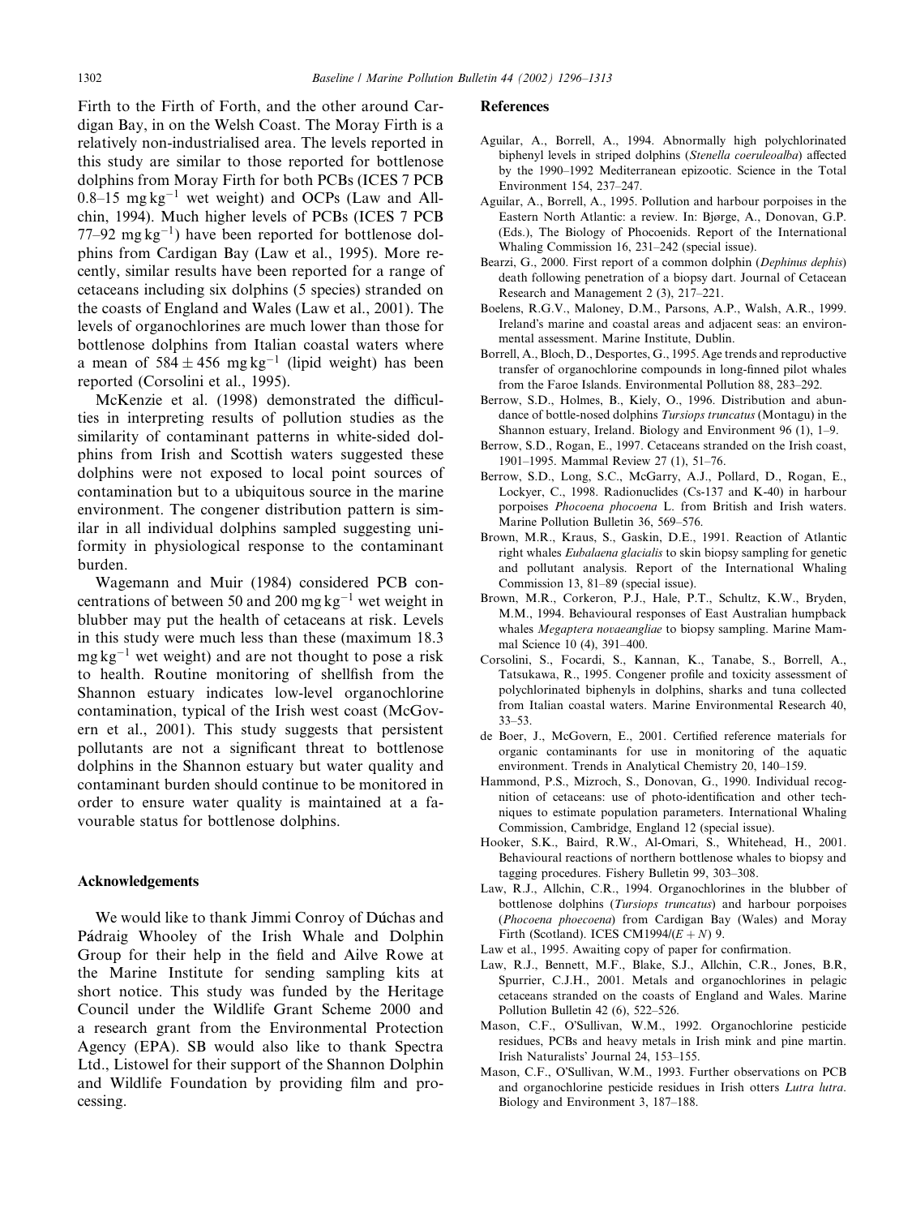Firth to the Firth of Forth, and the other around Cardigan Bay, in on the Welsh Coast. The Moray Firth is a relatively non-industrialised area. The levels reported in this study are similar to those reported for bottlenose dolphins from Moray Firth for both PCBs (ICES 7 PCB 0.8–15 $mg\,kg^{-1}$ wet weight) and OCPs (Law and Allchin, 1994). Much higher levels of PCBs (ICES 7 PCB 77–92 $mg\,kg^{-1}$) have been reported for bottlenose dolphins from Cardigan Bay (Law et al., 1995). More recently, similar results have been reported for a range of cetaceans including six dolphins (5 species) stranded on the coasts of England and Wales (Law et al., 2001). The levels of organochlorines are much lower than those for bottlenose dolphins from Italian coastal waters where a mean of $584 \pm 456$ $mg\,kg^{-1}$ (lipid weight) has been reported (Corsolini et al., 1995).

McKenzie et al. (1998) demonstrated the difficulties in interpreting results of pollution studies as the similarity of contaminant patterns in white-sided dolphins from Irish and Scottish waters suggested these dolphins were not exposed to local point sources of contamination but to a ubiquitous source in the marine environment. The congener distribution pattern is similar in all individual dolphins sampled suggesting uniformity in physiological response to the contaminant burden.

Wagemann and Muir (1984) considered PCB concentrations of between 50 and 200 $mg\,kg^{-1}$ wet weight in blubber may put the health of cetaceans at risk. Levels in this study were much less than these (maximum 18.3 $mg\,kg^{-1}$ wet weight) and are not thought to pose a risk to health. Routine monitoring of shellfish from the Shannon estuary indicates low-level organochlorine contamination, typical of the Irish west coast (McGovern et al., 2001). This study suggests that persistent pollutants are not a significant threat to bottlenose dolphins in the Shannon estuary but water quality and contaminant burden should continue to be monitored in order to ensure water quality is maintained at a favourable status for bottlenose dolphins.

## Acknowledgements

We would like to thank Jimmi Conroy of Dúchas and Pádraig Whooley of the Irish Whale and Dolphin Group for their help in the field and Ailve Rowe at the Marine Institute for sending sampling kits at short notice. This study was funded by the Heritage Council under the Wildlife Grant Scheme 2000 and a research grant from the Environmental Protection Agency (EPA). SB would also like to thank Spectra Ltd., Listowel for their support of the Shannon Dolphin and Wildlife Foundation by providing film and processing.

## References

Aguilar, A., Borrell, A., 1994. Abnormally high polychlorinated biphenyl levels in striped dolphins (*Stenella coeruleoalba*) affected by the 1990–1992 Mediterranean epizootic. Science in the Total Environment 154, 237–247.

Aguilar, A., Borrell, A., 1995. Pollution and harbour porpoises in the Eastern North Atlantic: a review. In: Bjørge, A., Donovan, G.P. (Eds.), The Biology of Phocoenids. Report of the International Whaling Commission 16, 231–242 (special issue).

Bearzi, G., 2000. First report of a common dolphin (*Dephinus dephis*) death following penetration of a biopsy dart. Journal of Cetacean Research and Management 2 (3), 217–221.

Boelens, R.G.V., Maloney, D.M., Parsons, A.P., Walsh, A.R., 1999. Ireland's marine and coastal areas and adjacent seas: an environmental assessment. Marine Institute, Dublin.

Borrell, A., Bloch, D., Desportes, G., 1995. Age trends and reproductive transfer of organochlorine compounds in long-finned pilot whales from the Faroe Islands. Environmental Pollution 88, 283–292.

Berrow, S.D., Holmes, B., Kiely, O., 1996. Distribution and abundance of bottle-nosed dolphins *Tursiops truncatus* (Montagu) in the Shannon estuary, Ireland. Biology and Environment 96 (1), 1–9.

Berrow, S.D., Rogan, E., 1997. Cetaceans stranded on the Irish coast, 1901–1995. Mammal Review 27 (1), 51–76.

Berrow, S.D., Long, S.C., McGarry, A.J., Pollard, D., Rogan, E., Lockyer, C., 1998. Radionuclides (Cs-137 and K-40) in harbour porpoises *Phocoena phocoena* L. from British and Irish waters. Marine Pollution Bulletin 36, 569–576.

Brown, M.R., Kraus, S., Gaskin, D.E., 1991. Reaction of Atlantic right whales *Eubalaena glacialis* to skin biopsy sampling for genetic and pollutant analysis. Report of the International Whaling Commission 13, 81–89 (special issue).

Brown, M.R., Corkeron, P.J., Hale, P.T., Schultz, K.W., Bryden, M.M., 1994. Behavioural responses of East Australian humpback whales *Megaptera novaeangliae* to biopsy sampling. Marine Mammal Science 10 (4), 391–400.

Corsolini, S., Focardi, S., Kannan, K., Tanabe, S., Borrell, A., Tatsukawa, R., 1995. Congener profile and toxicity assessment of polychlorinated biphenyls in dolphins, sharks and tuna collected from Italian coastal waters. Marine Environmental Research 40, 33–53.

de Boer, J., McGovern, E., 2001. Certified reference materials for organic contaminants for use in monitoring of the aquatic environment. Trends in Analytical Chemistry 20, 140–159.

Hammond, P.S., Mizroch, S., Donovan, G., 1990. Individual recognition of cetaceans: use of photo-identification and other techniques to estimate population parameters. International Whaling Commission, Cambridge, England 12 (special issue).

Hooker, S.K., Baird, R.W., Al-Omari, S., Whitehead, H., 2001. Behavioural reactions of northern bottlenose whales to biopsy and tagging procedures. Fishery Bulletin 99, 303–308.

Law, R.J., Allchin, C.R., 1994. Organochlorines in the blubber of bottlenose dolphins (*Tursiops truncatus*) and harbour porpoises (*Phocoena phoecoena*) from Cardigan Bay (Wales) and Moray Firth (Scotland). ICES CM1994/$(E+N)$ 9.

Law et al., 1995. Awaiting copy of paper for confirmation.

Law, R.J., Bennett, M.F., Blake, S.J., Allchin, C.R., Jones, B.R, Spurrier, C.J.H., 2001. Metals and organochlorines in pelagic cetaceans stranded on the coasts of England and Wales. Marine Pollution Bulletin 42 (6), 522–526.

Mason, C.F., O'Sullivan, W.M., 1992. Organochlorine pesticide residues, PCBs and heavy metals in Irish mink and pine martin. Irish Naturalists' Journal 24, 153–155.

Mason, C.F., O'Sullivan, W.M., 1993. Further observations on PCB and organochlorine pesticide residues in Irish otters *Lutra lutra*. Biology and Environment 3, 187–188.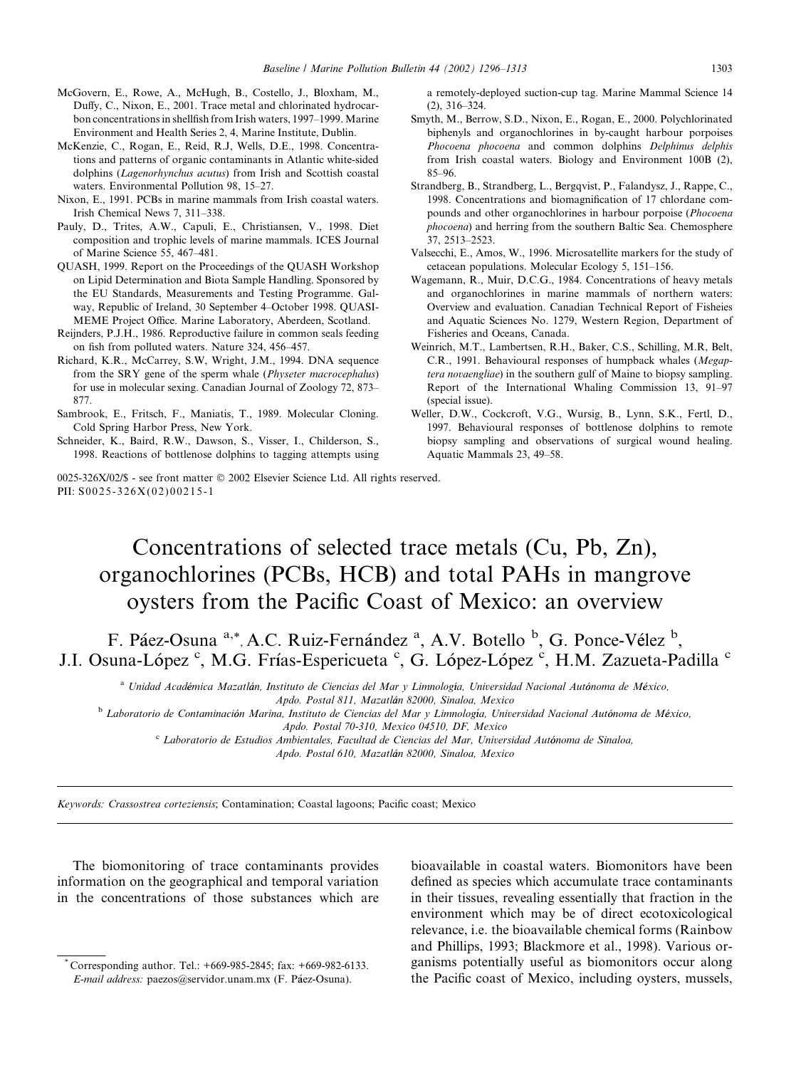McGovern, E., Rowe, A., McHugh, B., Costello, J., Bloxham, M., Duffy, C., Nixon, E., 2001. Trace metal and chlorinated hydrocarbon concentrations in shellfish from Irish waters, 1997–1999. Marine Environment and Health Series 2, 4, Marine Institute, Dublin.

McKenzie, C., Rogan, E., Reid, R.J, Wells, D.E., 1998. Concentrations and patterns of organic contaminants in Atlantic white-sided dolphins (*Lagenorhynchus acutus*) from Irish and Scottish coastal waters. Environmental Pollution 98, 15–27.

Nixon, E., 1991. PCBs in marine mammals from Irish coastal waters. Irish Chemical News 7, 311–338.

Pauly, D., Trites, A.W., Capuli, E., Christiansen, V., 1998. Diet composition and trophic levels of marine mammals. ICES Journal of Marine Science 55, 467–481.

QUASH, 1999. Report on the Proceedings of the QUASH Workshop on Lipid Determination and Biota Sample Handling. Sponsored by the EU Standards, Measurements and Testing Programme. Galway, Republic of Ireland, 30 September 4–October 1998. QUASIMEME Project Office. Marine Laboratory, Aberdeen, Scotland.

Reijnders, P.J.H., 1986. Reproductive failure in common seals feeding on fish from polluted waters. Nature 324, 456–457.

Richard, K.R., McCarrey, S.W, Wright, J.M., 1994. DNA sequence from the SRY gene of the sperm whale (*Physeter macrocephalus*) for use in molecular sexing. Canadian Journal of Zoology 72, 873–877.

Sambrook, E., Fritsch, F., Maniatis, T., 1989. Molecular Cloning. Cold Spring Harbor Press, New York.

Schneider, K., Baird, R.W., Dawson, S., Visser, I., Childerson, S., 1998. Reactions of bottlenose dolphins to tagging attempts using a remotely-deployed suction-cup tag. Marine Mammal Science 14 (2), 316–324.

Smyth, M., Berrow, S.D., Nixon, E., Rogan, E., 2000. Polychlorinated biphenyls and organochlorines in by-caught harbour porpoises *Phocoena phocoena* and common dolphins *Delphinus delphis* from Irish coastal waters. Biology and Environment 100B (2), 85–96.

Strandberg, B., Strandberg, L., Bergqvist, P., Falandysz, J., Rappe, C., 1998. Concentrations and biomagnification of 17 chlordane compounds and other organochlorines in harbour porpoise (*Phocoena phocoena*) and herring from the southern Baltic Sea. Chemosphere 37, 2513–2523.

Valsecchi, E., Amos, W., 1996. Microsatellite markers for the study of cetacean populations. Molecular Ecology 5, 151–156.

Wagemann, R., Muir, D.C.G., 1984. Concentrations of heavy metals and organochlorines in marine mammals of northern waters: Overview and evaluation. Canadian Technical Report of Fisheies and Aquatic Sciences No. 1279, Western Region, Department of Fisheries and Oceans, Canada.

Weinrich, M.T., Lambertsen, R.H., Baker, C.S., Schilling, M.R, Belt, C.R., 1991. Behavioural responses of humpback whales (*Megaptera novaengliae*) in the southern gulf of Maine to biopsy sampling. Report of the International Whaling Commission 13, 91–97 (special issue).

Weller, D.W., Cockcroft, V.G., Wursig, B., Lynn, S.K., Fertl, D., 1997. Behavioural responses of bottlenose dolphins to remote biopsy sampling and observations of surgical wound healing. Aquatic Mammals 23, 49–58.

0025-326X/02/$ - see front matter © 2002 Elsevier Science Ltd. All rights reserved.
PII: S0025-326X(02)00215-1

# Concentrations of selected trace metals (Cu, Pb, Zn), organochlorines (PCBs, HCB) and total PAHs in mangrove oysters from the Pacific Coast of Mexico: an overview

F. Páez-Osuna [a,*], A.C. Ruiz-Fernández [a], A.V. Botello [b], G. Ponce-Vélez [b], J.I. Osuna-López [c], M.G. Frías-Espericueta [c], G. López-López [c], H.M. Zazueta-Padilla [c]

[a] *Unidad Académica Mazatlán, Instituto de Ciencias del Mar y Limnología, Universidad Nacional Autónoma de México, Apdo. Postal 811, Mazatlán 82000, Sinaloa, Mexico*

[b] *Laboratorio de Contaminación Marina, Instituto de Ciencias del Mar y Limnología, Universidad Nacional Autónoma de México, Apdo. Postal 70-310, Mexico 04510, DF, Mexico*

[c] *Laboratorio de Estudios Ambientales, Facultad de Ciencias del Mar, Universidad Autónoma de Sinaloa, Apdo. Postal 610, Mazatlán 82000, Sinaloa, Mexico*

*Keywords:* *Crassostrea corteziensis*; Contamination; Coastal lagoons; Pacific coast; Mexico

The biomonitoring of trace contaminants provides information on the geographical and temporal variation in the concentrations of those substances which are bioavailable in coastal waters. Biomonitors have been defined as species which accumulate trace contaminants in their tissues, revealing essentially that fraction in the environment which may be of direct ecotoxicological relevance, i.e. the bioavailable chemical forms (Rainbow and Phillips, 1993; Blackmore et al., 1998). Various organisms potentially useful as biomonitors occur along the Pacific coast of Mexico, including oysters, mussels,

* Corresponding author. Tel.: +669-985-2845; fax: +669-982-6133. *E-mail address:* paezos@servidor.unam.mx (F. Páez-Osuna).